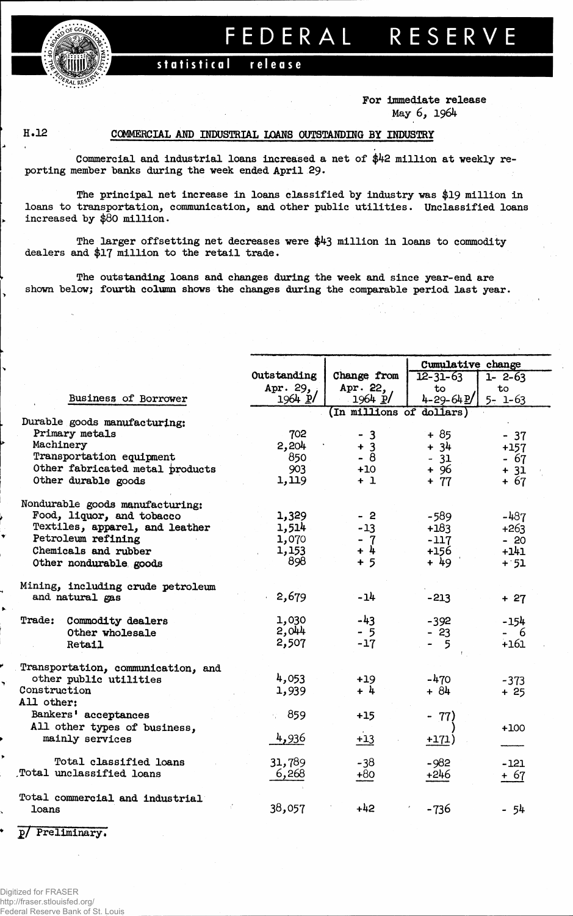# FEDERAL RESERVE

**statistical release**

For immediate release
May 6, 1964

H.12

## COMMERCIAL AND INDUSTRIAL LOANS OUTSTANDING BY INDUSTRY

Commercial and industrial loans increased a net of $42 million at weekly reporting member banks during the week ended April 29.

The principal net increase in loans classified by industry was $19 million in loans to transportation, communication, and other public utilities. Unclassified loans increased by $80 million.

The larger offsetting net decreases were $43 million in loans to commodity dealers and $17 million to the retail trade.

The outstanding loans and changes during the week and since year-end are shown below; fourth column shows the changes during the comparable period last year.

| Business of Borrower | Outstanding Apr. 29, 1964 p/ | Change from Apr. 22, 1964 p/ | Cumulative change 12-31-63 to 4-29-64 p/ | Cumulative change 1- 2-63 to 5- 1-63 |
|---|---|---|---|---|
| | (In millions of dollars) | | | |
| Durable goods manufacturing: | | | | |
| Primary metals | 702 | - 3 | + 85 | - 37 |
| Machinery | 2,204 | + 3 | + 34 | +157 |
| Transportation equipment | 850 | - 8 | - 31 | - 67 |
| Other fabricated metal products | 903 | +10 | + 96 | + 31 |
| Other durable goods | 1,119 | + 1 | + 77 | + 67 |
| Nondurable goods manufacturing: | | | | |
| Food, liquor, and tobacco | 1,329 | - 2 | -589 | -487 |
| Textiles, apparel, and leather | 1,514 | -13 | +183 | +263 |
| Petroleum refining | 1,070 | - 7 | -117 | - 20 |
| Chemicals and rubber | 1,153 | + 4 | +156 | +141 |
| Other nondurable goods | 898 | + 5 | + 49 | + 51 |
| Mining, including crude petroleum and natural gas | 2,679 | -14 | -213 | + 27 |
| Trade: Commodity dealers | 1,030 | -43 | -392 | -154 |
| Other wholesale | 2,044 | - 5 | - 23 | - 6 |
| Retail | 2,507 | -17 | - 5 | +161 |
| Transportation, communication, and other public utilities | 4,053 | +19 | -470 | -373 |
| Construction | 1,939 | + 4 | + 84 | + 25 |
| All other: | | | | |
| Bankers' acceptances | 859 | +15 | - 77) | |
| All other types of business, mainly services | 4,936 | +13 | +171) | +100 |
| Total classified loans | 31,789 | -38 | -982 | -121 |
| Total unclassified loans | 6,268 | +80 | +246 | + 67 |
| Total commercial and industrial loans | 38,057 | +42 | -736 | - 54 |

p/ Preliminary.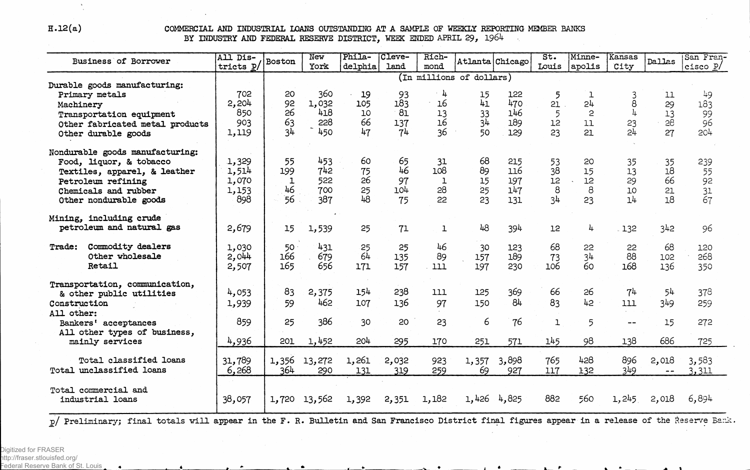H.12(a)

COMMERCIAL AND INDUSTRIAL LOANS OUTSTANDING AT A SAMPLE OF WEEKLY REPORTING MEMBER BANKS BY INDUSTRY AND FEDERAL RESERVE DISTRICT, WEEK ENDED APRIL 29, 1964

| Business of Borrower | All Districts p/ | Boston | New York | Philadelphia | Cleveland | Richmond | Atlanta | Chicago | St. Louis | Minneapolis | Kansas City | Dallas | San Francisco p/ |
|---|---|---|---|---|---|---|---|---|---|---|---|---|---|
| | | (In millions of dollars) | | | | | | | | | | | |
| Durable goods manufacturing: | | | | | | | | | | | | | |
| Primary metals | 702 | 20 | 360 | 19 | 93 | 4 | 15 | 122 | 5 | 1 | 3 | 11 | 49 |
| Machinery | 2,204 | 92 | 1,032 | 105 | 183 | 16 | 41 | 470 | 21 | 24 | 8 | 29 | 183 |
| Transportation equipment | 850 | 26 | 418 | 10 | 81 | 13 | 33 | 146 | 5 | 2 | 4 | 13 | 99 |
| Other fabricated metal products | 903 | 63 | 228 | 66 | 137 | 16 | 34 | 189 | 12 | 11 | 23 | 28 | 96 |
| Other durable goods | 1,119 | 34 | 450 | 47 | 74 | 36 | 50 | 129 | 23 | 21 | 24 | 27 | 204 |
| Nondurable goods manufacturing: | | | | | | | | | | | | | |
| Food, liquor, & tobacco | 1,329 | 55 | 453 | 60 | 65 | 31 | 68 | 215 | 53 | 20 | 35 | 35 | 239 |
| Textiles, apparel, & leather | 1,514 | 199 | 742 | 75 | 46 | 108 | 89 | 116 | 38 | 15 | 13 | 18 | 55 |
| Petroleum refining | 1,070 | 1 | 522 | 26 | 97 | 1 | 15 | 197 | 12 | 12 | 29 | 66 | 92 |
| Chemicals and rubber | 1,153 | 46 | 700 | 25 | 104 | 28 | 25 | 147 | 8 | 8 | 10 | 21 | 31 |
| Other nondurable goods | 898 | 56 | 387 | 48 | 75 | 22 | 23 | 131 | 34 | 23 | 14 | 18 | 67 |
| Mining, including crude petroleum and natural gas | 2,679 | 15 | 1,539 | 25 | 71 | 1 | 48 | 394 | 12 | 4 | 132 | 342 | 96 |
| Trade: Commodity dealers | 1,030 | 50 | 431 | 25 | 25 | 46 | 30 | 123 | 68 | 22 | 22 | 68 | 120 |
| Other wholesale | 2,044 | 166 | 679 | 64 | 135 | 89 | 157 | 189 | 73 | 34 | 88 | 102 | 268 |
| Retail | 2,507 | 165 | 656 | 171 | 157 | 111 | 197 | 230 | 106 | 60 | 168 | 136 | 350 |
| Transportation, communication, & other public utilities | 4,053 | 83 | 2,375 | 154 | 238 | 111 | 125 | 369 | 66 | 26 | 74 | 54 | 378 |
| Construction | 1,939 | 59 | 462 | 107 | 136 | 97 | 150 | 84 | 83 | 42 | 111 | 349 | 259 |
| All other: | | | | | | | | | | | | | |
| Bankers' acceptances | 859 | 25 | 386 | 30 | 20 | 23 | 6 | 76 | 1 | 5 | -- | 15 | 272 |
| All other types of business, mainly services | 4,936 | 201 | 1,452 | 204 | 295 | 170 | 251 | 571 | 145 | 98 | 138 | 686 | 725 |
| Total classified loans | 31,789 | 1,356 | 13,272 | 1,261 | 2,032 | 923 | 1,357 | 3,898 | 765 | 428 | 896 | 2,018 | 3,583 |
| Total unclassified loans | 6,268 | 364 | 290 | 131 | 319 | 259 | 69 | 927 | 117 | 132 | 349 | -- | 3,311 |
| Total commercial and industrial loans | 38,057 | 1,720 | 13,562 | 1,392 | 2,351 | 1,182 | 1,426 | 4,825 | 882 | 560 | 1,245 | 2,018 | 6,894 |

p/ Preliminary; final totals will appear in the F. R. Bulletin and San Francisco District final figures appear in a release of the Reserve Bank.